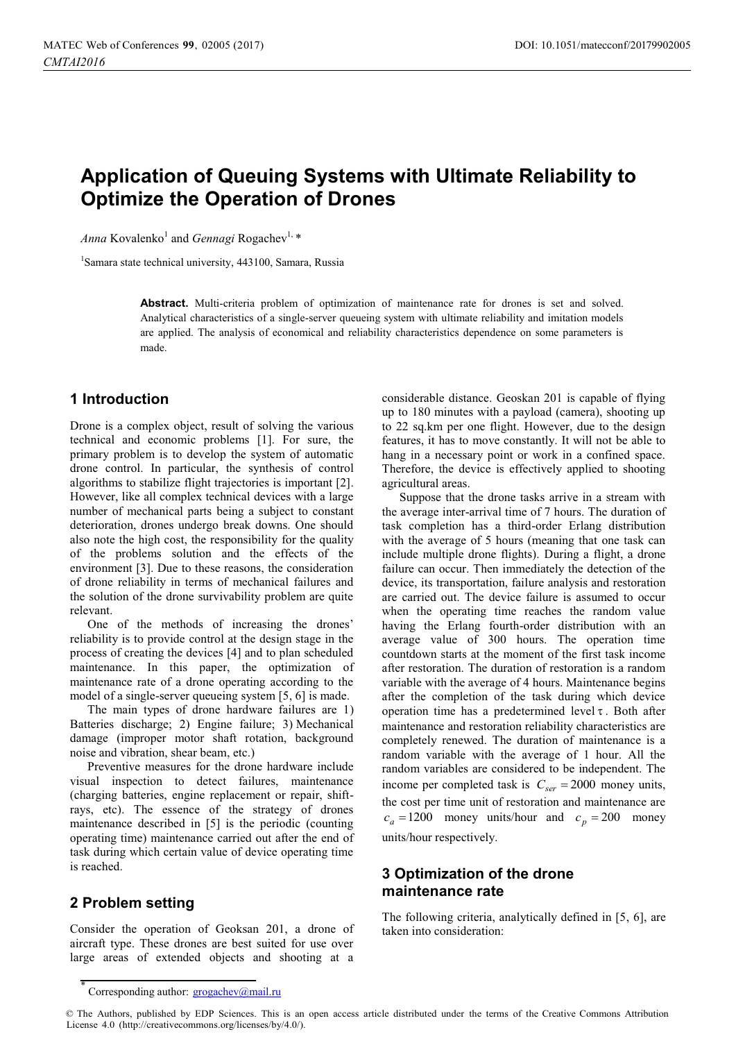# Application of Queuing Systems with Ultimate Reliability to Optimize the Operation of Drones

*Anna* Kovalenko[1] and *Gennagi* Rogachev[1,*]

[1]Samara state technical university, 443100, Samara, Russia

**Abstract.** Multi-criteria problem of optimization of maintenance rate for drones is set and solved. Analytical characteristics of a single-server queueing system with ultimate reliability and imitation models are applied. The analysis of economical and reliability characteristics dependence on some parameters is made.

## 1 Introduction

Drone is a complex object, result of solving the various technical and economic problems [1]. For sure, the primary problem is to develop the system of automatic drone control. In particular, the synthesis of control algorithms to stabilize flight trajectories is important [2]. However, like all complex technical devices with a large number of mechanical parts being a subject to constant deterioration, drones undergo break downs. One should also note the high cost, the responsibility for the quality of the problems solution and the effects of the environment [3]. Due to these reasons, the consideration of drone reliability in terms of mechanical failures and the solution of the drone survivability problem are quite relevant.

One of the methods of increasing the drones' reliability is to provide control at the design stage in the process of creating the devices [4] and to plan scheduled maintenance. In this paper, the optimization of maintenance rate of a drone operating according to the model of a single-server queueing system [5, 6] is made.

The main types of drone hardware failures are 1) Batteries discharge; 2) Engine failure; 3) Mechanical damage (improper motor shaft rotation, background noise and vibration, shear beam, etc.)

Preventive measures for the drone hardware include visual inspection to detect failures, maintenance (charging batteries, engine replacement or repair, shift-rays, etc). The essence of the strategy of drones maintenance described in [5] is the periodic (counting operating time) maintenance carried out after the end of task during which certain value of device operating time is reached.

## 2 Problem setting

Consider the operation of Geoksan 201, a drone of aircraft type. These drones are best suited for use over large areas of extended objects and shooting at a considerable distance. Geoskan 201 is capable of flying up to 180 minutes with a payload (camera), shooting up to 22 sq.km per one flight. However, due to the design features, it has to move constantly. It will not be able to hang in a necessary point or work in a confined space. Therefore, the device is effectively applied to shooting agricultural areas.

Suppose that the drone tasks arrive in a stream with the average inter-arrival time of 7 hours. The duration of task completion has a third-order Erlang distribution with the average of 5 hours (meaning that one task can include multiple drone flights). During a flight, a drone failure can occur. Then immediately the detection of the device, its transportation, failure analysis and restoration are carried out. The device failure is assumed to occur when the operating time reaches the random value having the Erlang fourth-order distribution with an average value of 300 hours. The operation time countdown starts at the moment of the first task income after restoration. The duration of restoration is a random variable with the average of 4 hours. Maintenance begins after the completion of the task during which device operation time has a predetermined level $\tau$. Both after maintenance and restoration reliability characteristics are completely renewed. The duration of maintenance is a random variable with the average of 1 hour. All the random variables are considered to be independent. The income per completed task is $C_{ser} = 2000$ money units, the cost per time unit of restoration and maintenance are $c_a = 1200$ money units/hour and $c_p = 200$ money units/hour respectively.

## 3 Optimization of the drone maintenance rate

The following criteria, analytically defined in [5, 6], are taken into consideration:

---

* Corresponding author: grogachev@mail.ru

© The Authors, published by EDP Sciences. This is an open access article distributed under the terms of the Creative Commons Attribution License 4.0 (http://creativecommons.org/licenses/by/4.0/).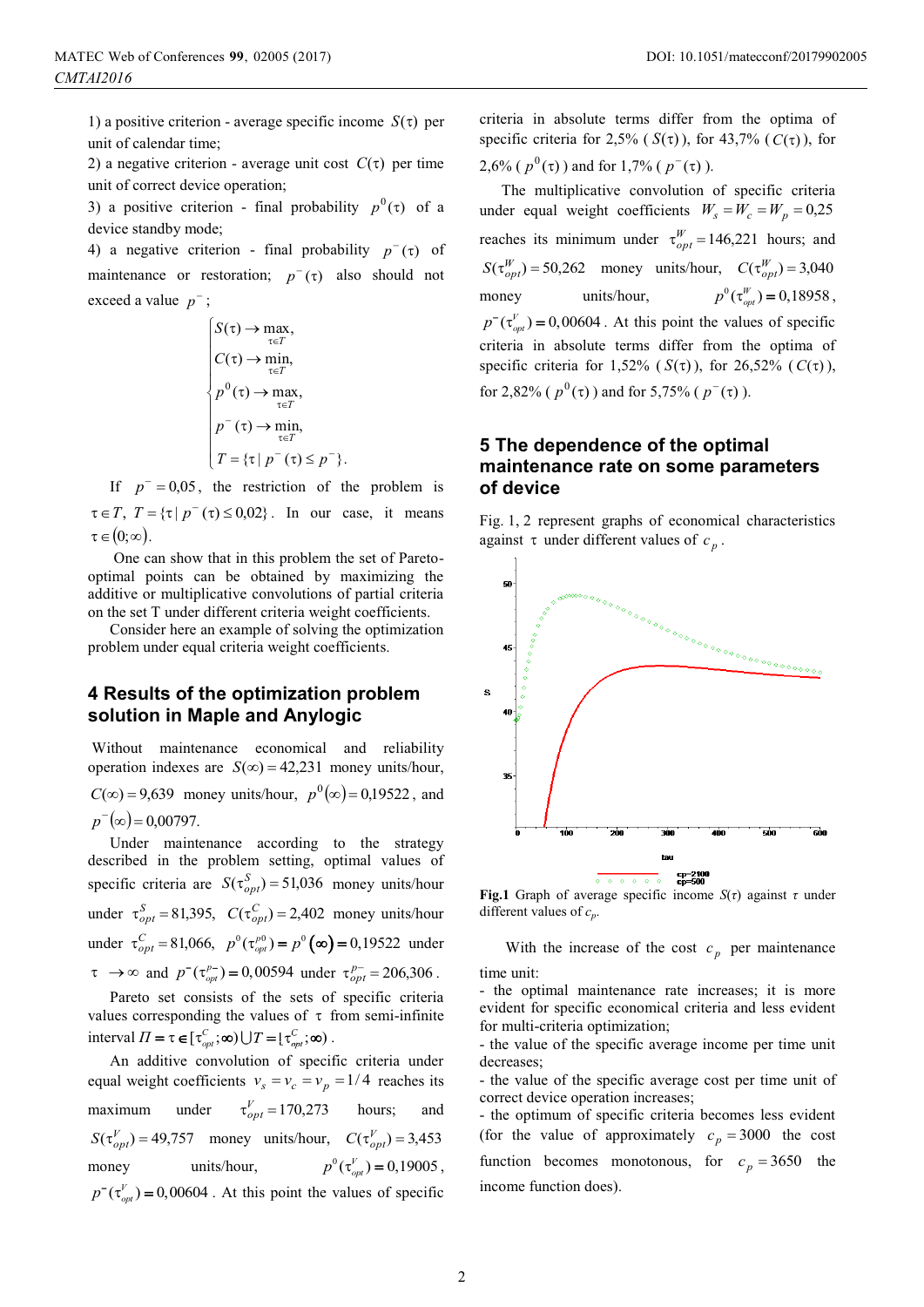1) a positive criterion - average specific income $S(\tau)$ per unit of calendar time;

2) a negative criterion - average unit cost $C(\tau)$ per time unit of correct device operation;

3) a positive criterion - final probability $p^0(\tau)$ of a device standby mode;

4) a negative criterion - final probability $p^-(\tau)$ of maintenance or restoration; $p^-(\tau)$ also should not exceed a value $p^-$;

$$\begin{cases} S(\tau) \to \max\limits_{\tau \in T}, \\ C(\tau) \to \min\limits_{\tau \in T}, \\ p^0(\tau) \to \max\limits_{\tau \in T}, \\ p^-(\tau) \to \min\limits_{\tau \in T}, \\ T = \{\tau \mid p^-(\tau) \le p^-\}. \end{cases}$$

If $p^- = 0{,}05$, the restriction of the problem is $\tau \in T$, $T = \{\tau \mid p^-(\tau) \le 0{,}02\}$. In our case, it means $\tau \in (0;\infty)$.

One can show that in this problem the set of Pareto-optimal points can be obtained by maximizing the additive or multiplicative convolutions of partial criteria on the set T under different criteria weight coefficients.

Consider here an example of solving the optimization problem under equal criteria weight coefficients.

## 4 Results of the optimization problem solution in Maple and Anylogic

Without maintenance economical and reliability operation indexes are $S(\infty) = 42{,}231$ money units/hour, $C(\infty) = 9{,}639$ money units/hour, $p^0(\infty) = 0{,}19522$, and $p^-(\infty) = 0{,}00797$.

Under maintenance according to the strategy described in the problem setting, optimal values of specific criteria are $S(\tau^S_{opt}) = 51{,}036$ money units/hour under $\tau^S_{opt} = 81{,}395$, $C(\tau^C_{opt}) = 2{,}402$ money units/hour under $\tau^C_{opt} = 81{,}066$, $p^0(\tau^{p0}_{opt}) = p^0(\infty) = 0{,}19522$ under $\tau \to \infty$ and $p^-(\tau^{p-}_{opt}) = 0{,}00594$ under $\tau^{p-}_{opt} = 206{,}306$.

Pareto set consists of the sets of specific criteria values corresponding the values of $\tau$ from semi-infinite interval $\Pi = \tau \in [\tau^C_{opt};\infty) \bigcup T = [\tau^C_{opt};\infty)$.

An additive convolution of specific criteria under equal weight coefficients $v_s = v_c = v_p = 1/4$ reaches its maximum under $\tau^V_{opt} = 170{,}273$ hours; and $S(\tau^V_{opt}) = 49{,}757$ money units/hour, $C(\tau^V_{opt}) = 3{,}453$ money units/hour, $p^0(\tau^V_{opt}) = 0{,}19005$, $p^-(\tau^V_{opt}) = 0{,}00604$. At this point the values of specific criteria in absolute terms differ from the optima of specific criteria for 2,5% ($S(\tau)$), for 43,7% ($C(\tau)$), for 2,6% ($p^0(\tau)$) and for 1,7% ($p^-(\tau)$).

The multiplicative convolution of specific criteria under equal weight coefficients $W_s = W_c = W_p = 0{,}25$ reaches its minimum under $\tau^W_{opt} = 146{,}221$ hours; and $S(\tau^W_{opt}) = 50{,}262$ money units/hour, $C(\tau^W_{opt}) = 3{,}040$ money units/hour, $p^0(\tau^W_{opt}) = 0{,}18958$, $p^-(\tau^V_{opt}) = 0{,}00604$. At this point the values of specific criteria in absolute terms differ from the optima of specific criteria for 1,52% ($S(\tau)$), for 26,52% ($C(\tau)$), for 2,82% ($p^0(\tau)$) and for 5,75% ($p^-(\tau)$).

## 5 The dependence of the optimal maintenance rate on some parameters of device

Fig. 1, 2 represent graphs of economical characteristics against $\tau$ under different values of $c_p$.

**Fig.1** Graph of average specific income $S(\tau)$ against $\tau$ under different values of $c_p$.

With the increase of the cost $c_p$ per maintenance time unit:

- the optimal maintenance rate increases; it is more evident for specific economical criteria and less evident for multi-criteria optimization;
- the value of the specific average income per time unit decreases;
- the value of the specific average cost per time unit of correct device operation increases;
- the optimum of specific criteria becomes less evident (for the value of approximately $c_p = 3000$ the cost function becomes monotonous, for $c_p = 3650$ the income function does).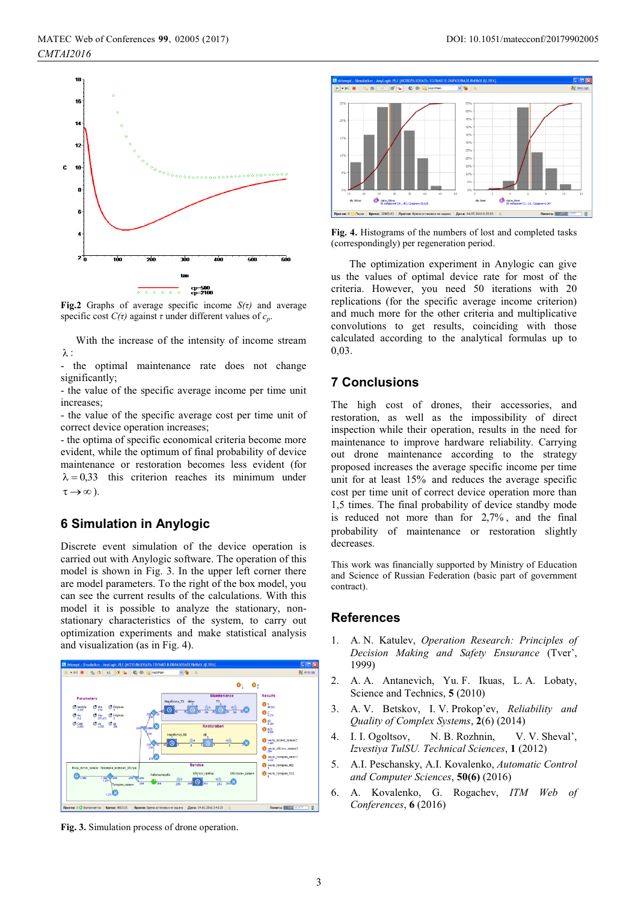C

18

16

14

12

10

8

6

4

2

0 100 200 300 400 500 600

tau

cp=500
cp=2100

**Fig.2** Graphs of average specific income $S(\tau)$ and average specific cost $C(\tau)$ against $\tau$ under different values of $c_p$.

With the increase of the intensity of income stream $\lambda$:

- the optimal maintenance rate does not change significantly;
- the value of the specific average income per time unit increases;
- the value of the specific average cost per time unit of correct device operation increases;
- the optima of specific economical criteria become more evident, while the optimum of final probability of device maintenance or restoration becomes less evident (for $\lambda = 0{,}33$ this criterion reaches its minimum under $\tau \to \infty$).

## 6 Simulation in Anylogic

Discrete event simulation of the device operation is carried out with Anylogic software. The operation of the model is shown in Fig. 3. In the upper left corner there are model parameters. To the right of the box model, you can see the current results of the calculations. With this model it is possible to analyze the stationary, non-stationary characteristics of the system, to carry out optimization experiments and make statistical analysis and visualization (as in Fig. 4).

**Fig. 3.** Simulation process of drone operation.

**Fig. 4.** Histograms of the numbers of lost and completed tasks (correspondingly) per regeneration period.

The optimization experiment in Anylogic can give us the values of optimal device rate for most of the criteria. However, you need 50 iterations with 20 replications (for the specific average income criterion) and much more for the other criteria and multiplicative convolutions to get results, coinciding with those calculated according to the analytical formulas up to 0,03.

## 7 Conclusions

The high cost of drones, their accessories, and restoration, as well as the impossibility of direct inspection while their operation, results in the need for maintenance to improve hardware reliability. Carrying out drone maintenance according to the strategy proposed increases the average specific income per time unit for at least 15% and reduces the average specific cost per time unit of correct device operation more than 1,5 times. The final probability of device standby mode is reduced not more than for 2,7%, and the final probability of maintenance or restoration slightly decreases.

This work was financially supported by Ministry of Education and Science of Russian Federation (basic part of government contract).

## References

1. A. N. Katulev, *Operation Research: Principles of Decision Making and Safety Ensurance* (Tver', 1999)
2. A. A. Antanevich, Yu. F. Ikuas, L. A. Lobaty, Science and Technics, **5** (2010)
3. A. V. Betskov, I. V. Prokop'ev, *Reliability and Quality of Complex Systems*, **2**(6) (2014)
4. I. I. Ogoltsov, N. B. Rozhnin, V. V. Sheval', *Izvestiya TulSU. Technical Sciences*, **1** (2012)
5. A.I. Peschansky, A.I. Kovalenko, *Automatic Control and Computer Sciences*, **50(6)** (2016)
6. A. Kovalenko, G. Rogachev, *ITM Web of Conferences*, **6** (2016)